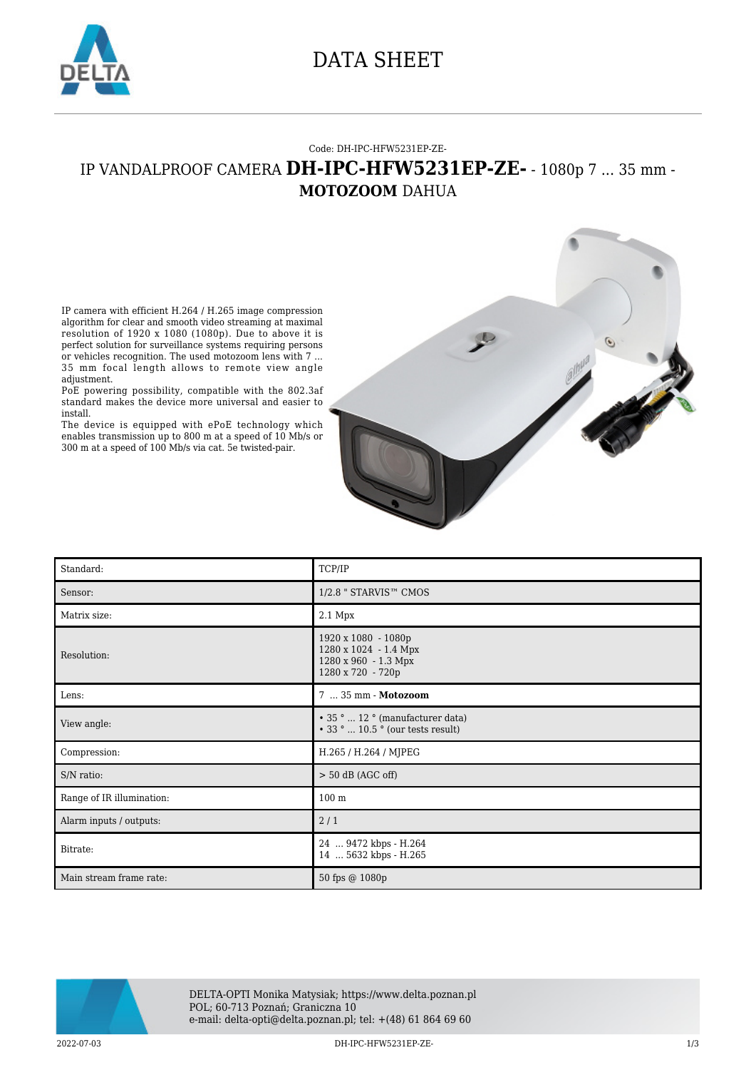# DATA SHEET

Code: DH-IPC-HFW5231EP-ZE-

## IP VANDALPROOF CAMERA **DH-IPC-HFW5231EP-ZE-** - 1080p 7 ... 35 mm - **MOTOZOOM** DAHUA

IP camera with efficient H.264 / H.265 image compression algorithm for clear and smooth video streaming at maximal resolution of 1920 x 1080 (1080p). Due to above it is perfect solution for surveillance systems requiring persons or vehicles recognition. The used motozoom lens with 7 ... 35 mm focal length allows to remote view angle adjustment.
PoE powering possibility, compatible with the 802.3af standard makes the device more universal and easier to install.
The device is equipped with ePoE technology which enables transmission up to 800 m at a speed of 10 Mb/s or 300 m at a speed of 100 Mb/s via cat. 5e twisted-pair.

| Standard: | TCP/IP |
|---|---|
| Sensor: | 1/2.8 " STARVIS™ CMOS |
| Matrix size: | 2.1 Mpx |
| Resolution: | 1920 x 1080 - 1080p<br>1280 x 1024 - 1.4 Mpx<br>1280 x 960 - 1.3 Mpx<br>1280 x 720 - 720p |
| Lens: | 7 ... 35 mm - **Motozoom** |
| View angle: | • 35 ° ... 12 ° (manufacturer data)<br>• 33 ° ... 10.5 ° (our tests result) |
| Compression: | H.265 / H.264 / MJPEG |
| S/N ratio: | > 50 dB (AGC off) |
| Range of IR illumination: | 100 m |
| Alarm inputs / outputs: | 2 / 1 |
| Bitrate: | 24 ... 9472 kbps - H.264<br>14 ... 5632 kbps - H.265 |
| Main stream frame rate: | 50 fps @ 1080p |

DELTA-OPTI Monika Matysiak; https://www.delta.poznan.pl
POL; 60-713 Poznań; Graniczna 10
e-mail: delta-opti@delta.poznan.pl; tel: +(48) 61 864 69 60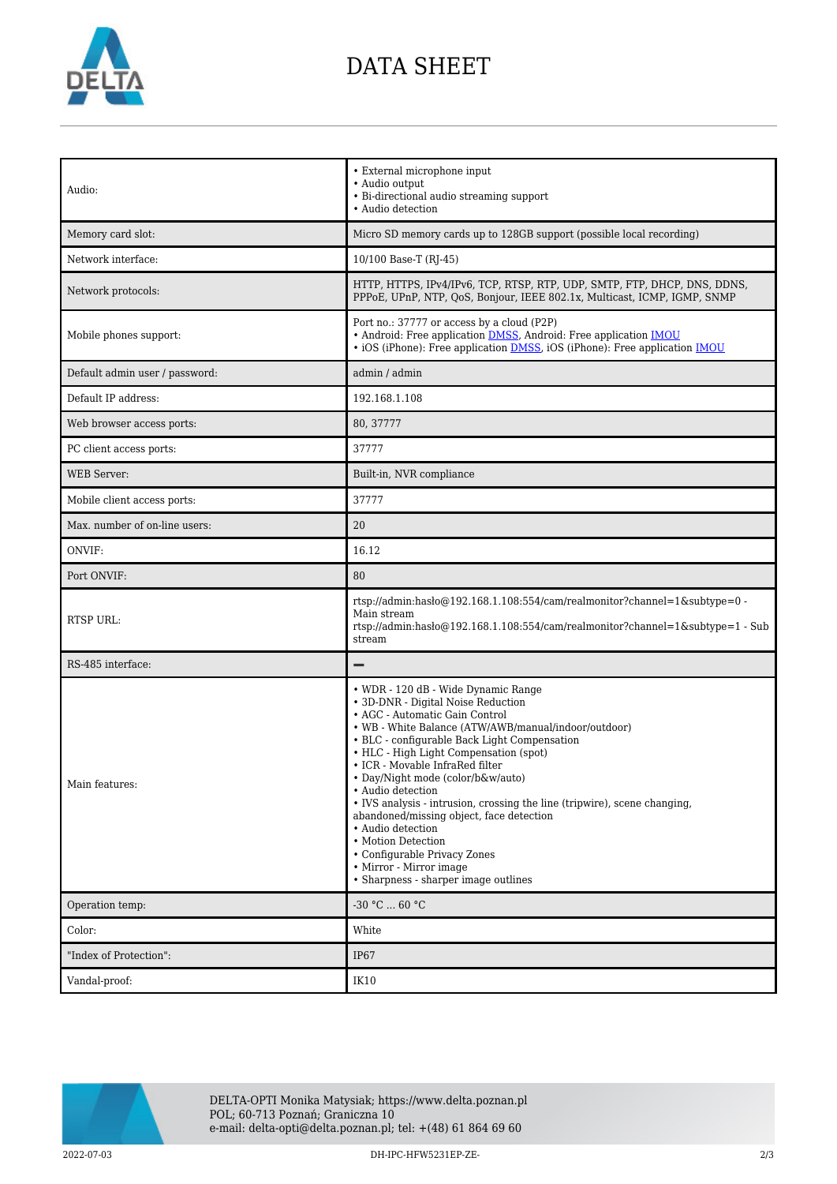# DATA SHEET

| | |
|---|---|
| Audio: | • External microphone input<br>• Audio output<br>• Bi-directional audio streaming support<br>• Audio detection |
| Memory card slot: | Micro SD memory cards up to 128GB support (possible local recording) |
| Network interface: | 10/100 Base-T (RJ-45) |
| Network protocols: | HTTP, HTTPS, IPv4/IPv6, TCP, RTSP, RTP, UDP, SMTP, FTP, DHCP, DNS, DDNS, PPPoE, UPnP, NTP, QoS, Bonjour, IEEE 802.1x, Multicast, ICMP, IGMP, SNMP |
| Mobile phones support: | Port no.: 37777 or access by a cloud (P2P)<br>• Android: Free application DMSS, Android: Free application IMOU<br>• iOS (iPhone): Free application DMSS, iOS (iPhone): Free application IMOU |
| Default admin user / password: | admin / admin |
| Default IP address: | 192.168.1.108 |
| Web browser access ports: | 80, 37777 |
| PC client access ports: | 37777 |
| WEB Server: | Built-in, NVR compliance |
| Mobile client access ports: | 37777 |
| Max. number of on-line users: | 20 |
| ONVIF: | 16.12 |
| Port ONVIF: | 80 |
| RTSP URL: | rtsp://admin:hasło@192.168.1.108:554/cam/realmonitor?channel=1&subtype=0 - Main stream<br>rtsp://admin:hasło@192.168.1.108:554/cam/realmonitor?channel=1&subtype=1 - Sub stream |
| RS-485 interface: | – |
| Main features: | • WDR - 120 dB - Wide Dynamic Range<br>• 3D-DNR - Digital Noise Reduction<br>• AGC - Automatic Gain Control<br>• WB - White Balance (ATW/AWB/manual/indoor/outdoor)<br>• BLC - configurable Back Light Compensation<br>• HLC - High Light Compensation (spot)<br>• ICR - Movable InfraRed filter<br>• Day/Night mode (color/b&w/auto)<br>• Audio detection<br>• IVS analysis - intrusion, crossing the line (tripwire), scene changing, abandoned/missing object, face detection<br>• Audio detection<br>• Motion Detection<br>• Configurable Privacy Zones<br>• Mirror - Mirror image<br>• Sharpness - sharper image outlines |
| Operation temp: | -30 °C ... 60 °C |
| Color: | White |
| "Index of Protection": | IP67 |
| Vandal-proof: | IK10 |

DELTA-OPTI Monika Matysiak; https://www.delta.poznan.pl
POL; 60-713 Poznań; Graniczna 10
e-mail: delta-opti@delta.poznan.pl; tel: +(48) 61 864 69 60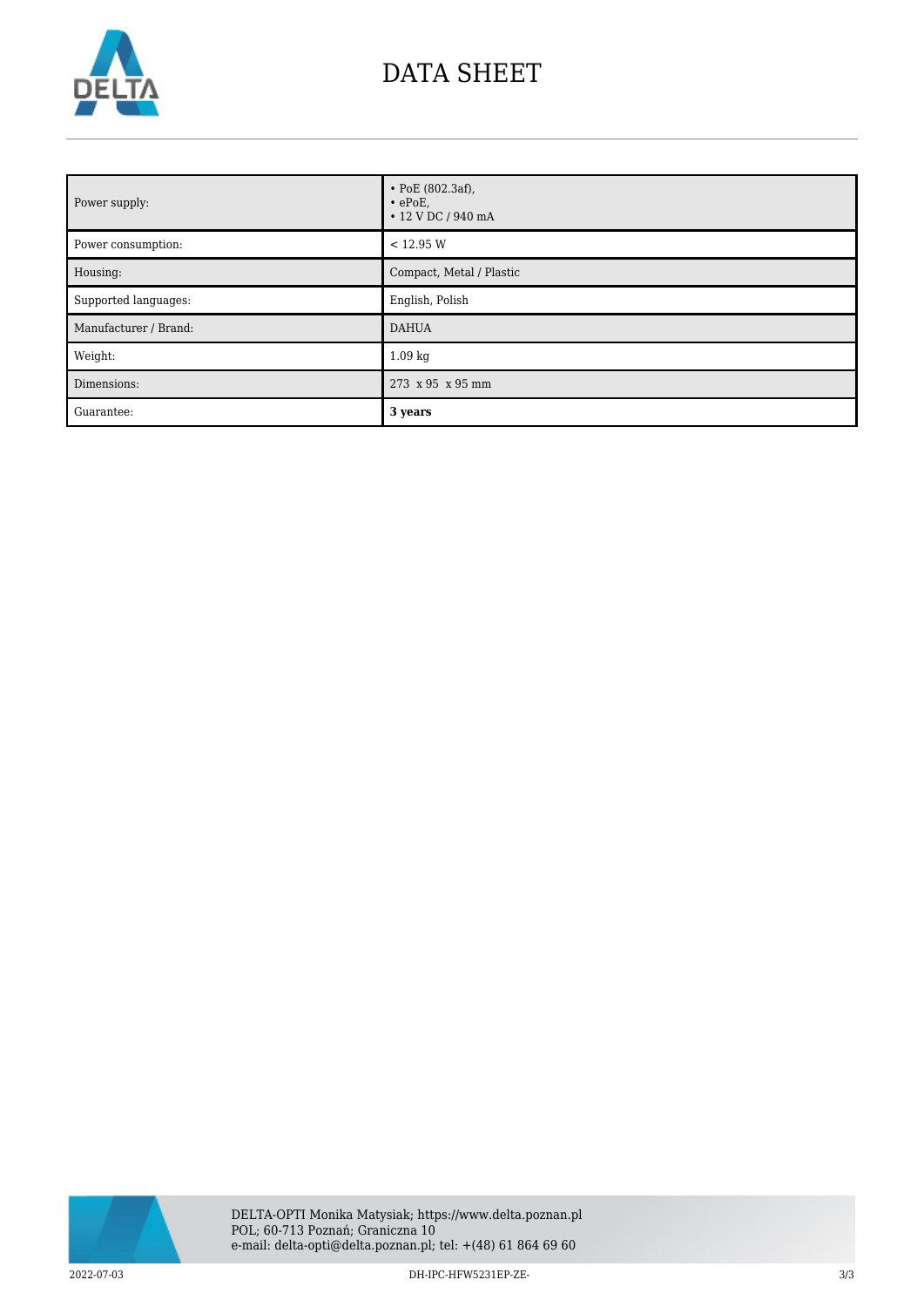# DATA SHEET

| | |
|---|---|
| Power supply: | • PoE (802.3af),<br>• ePoE,<br>• 12 V DC / 940 mA |
| Power consumption: | < 12.95 W |
| Housing: | Compact, Metal / Plastic |
| Supported languages: | English, Polish |
| Manufacturer / Brand: | DAHUA |
| Weight: | 1.09 kg |
| Dimensions: | 273 x 95 x 95 mm |
| Guarantee: | **3 years** |

DELTA-OPTI Monika Matysiak; https://www.delta.poznan.pl
POL; 60-713 Poznań; Graniczna 10
e-mail: delta-opti@delta.poznan.pl; tel: +(48) 61 864 69 60